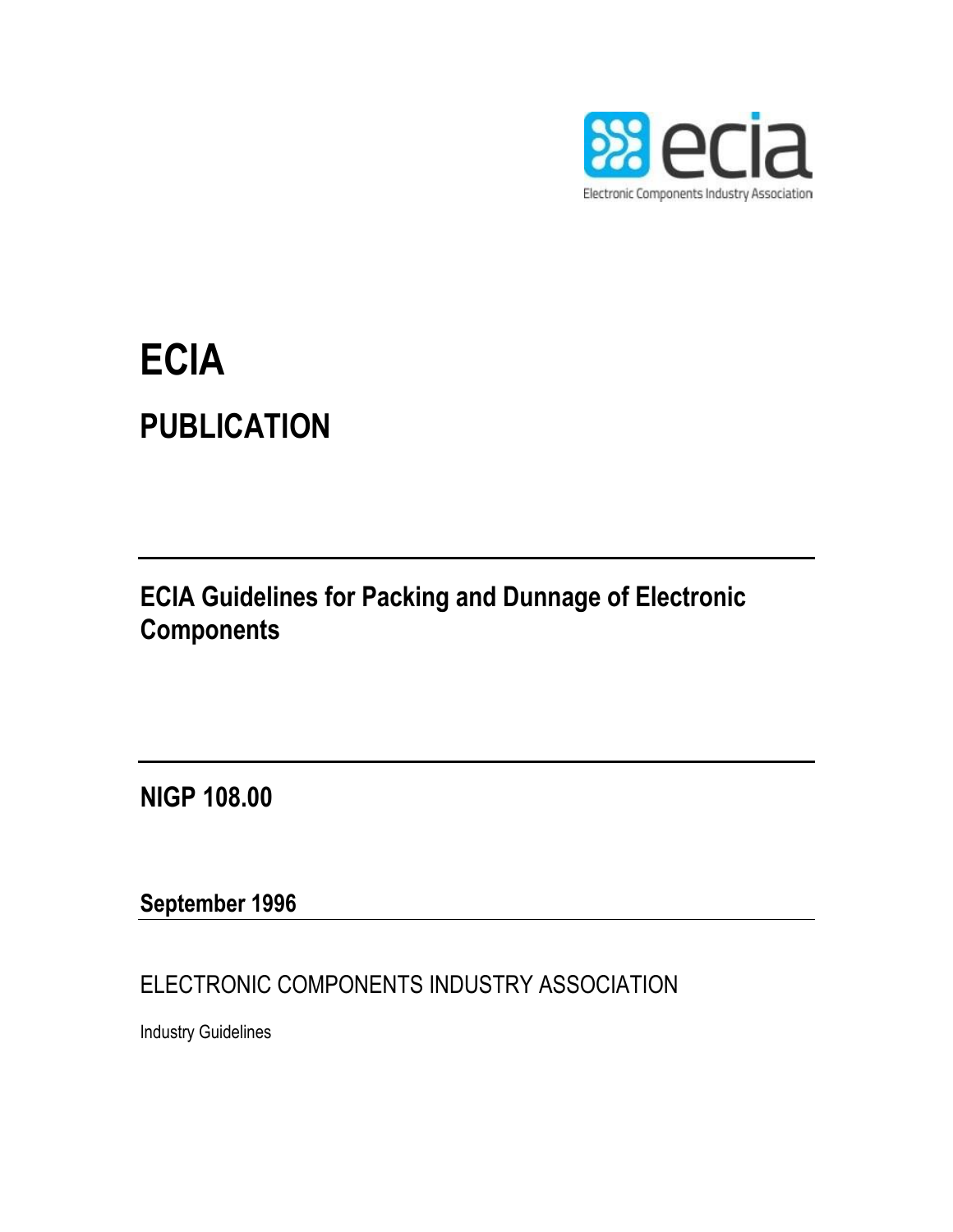# ECIA

## PUBLICATION

---

**ECIA Guidelines for Packing and Dunnage of Electronic Components**

---

**NIGP 108.00**

**September 1996**

---

ELECTRONIC COMPONENTS INDUSTRY ASSOCIATION

Industry Guidelines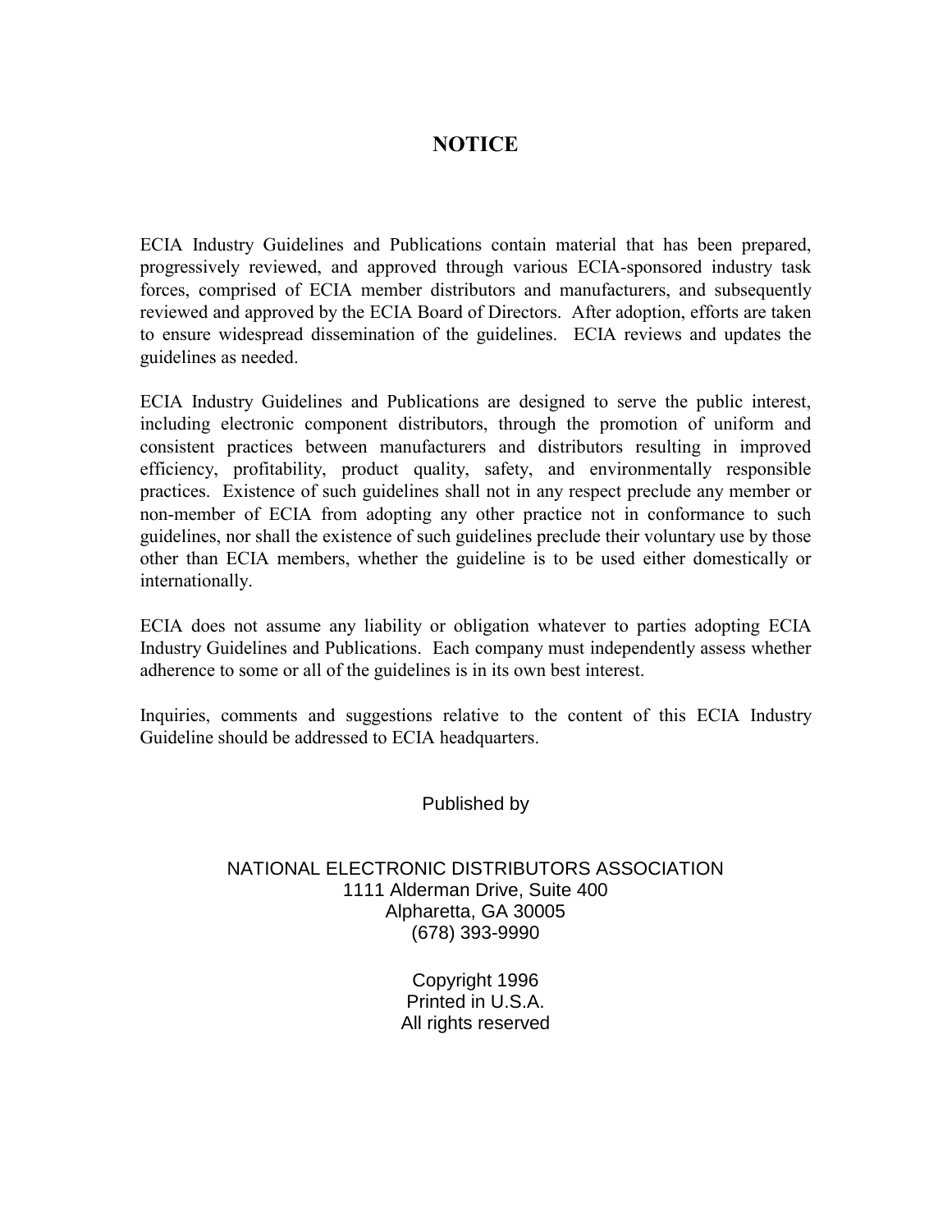# NOTICE

ECIA Industry Guidelines and Publications contain material that has been prepared, progressively reviewed, and approved through various ECIA-sponsored industry task forces, comprised of ECIA member distributors and manufacturers, and subsequently reviewed and approved by the ECIA Board of Directors. After adoption, efforts are taken to ensure widespread dissemination of the guidelines. ECIA reviews and updates the guidelines as needed.

ECIA Industry Guidelines and Publications are designed to serve the public interest, including electronic component distributors, through the promotion of uniform and consistent practices between manufacturers and distributors resulting in improved efficiency, profitability, product quality, safety, and environmentally responsible practices. Existence of such guidelines shall not in any respect preclude any member or non-member of ECIA from adopting any other practice not in conformance to such guidelines, nor shall the existence of such guidelines preclude their voluntary use by those other than ECIA members, whether the guideline is to be used either domestically or internationally.

ECIA does not assume any liability or obligation whatever to parties adopting ECIA Industry Guidelines and Publications. Each company must independently assess whether adherence to some or all of the guidelines is in its own best interest.

Inquiries, comments and suggestions relative to the content of this ECIA Industry Guideline should be addressed to ECIA headquarters.

Published by

NATIONAL ELECTRONIC DISTRIBUTORS ASSOCIATION
1111 Alderman Drive, Suite 400
Alpharetta, GA 30005
(678) 393-9990

Copyright 1996
Printed in U.S.A.
All rights reserved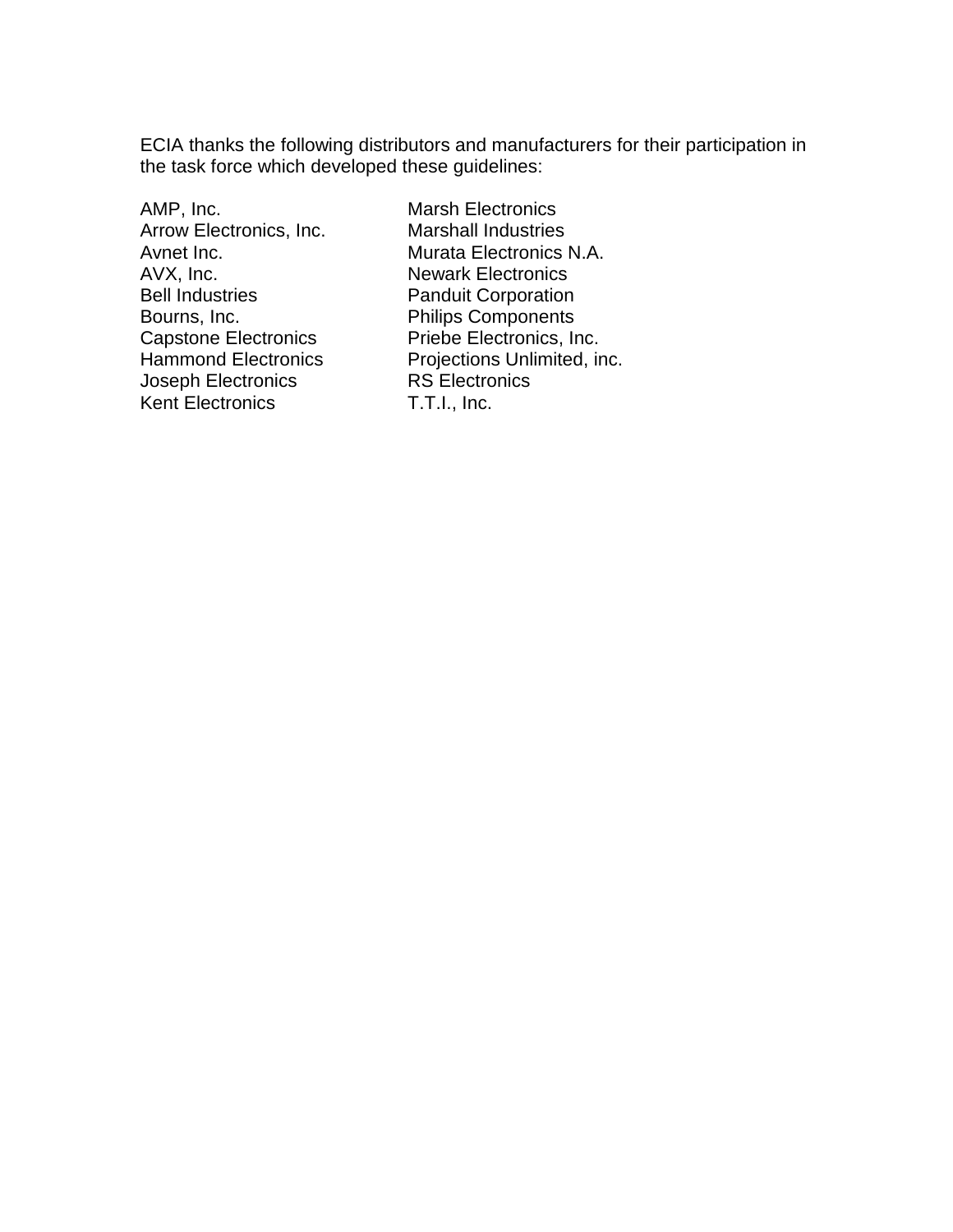ECIA thanks the following distributors and manufacturers for their participation in the task force which developed these guidelines:

AMP, Inc.
Arrow Electronics, Inc.
Avnet Inc.
AVX, Inc.
Bell Industries
Bourns, Inc.
Capstone Electronics
Hammond Electronics
Joseph Electronics
Kent Electronics
Marsh Electronics
Marshall Industries
Murata Electronics N.A.
Newark Electronics
Panduit Corporation
Philips Components
Priebe Electronics, Inc.
Projections Unlimited, inc.
RS Electronics
T.T.I., Inc.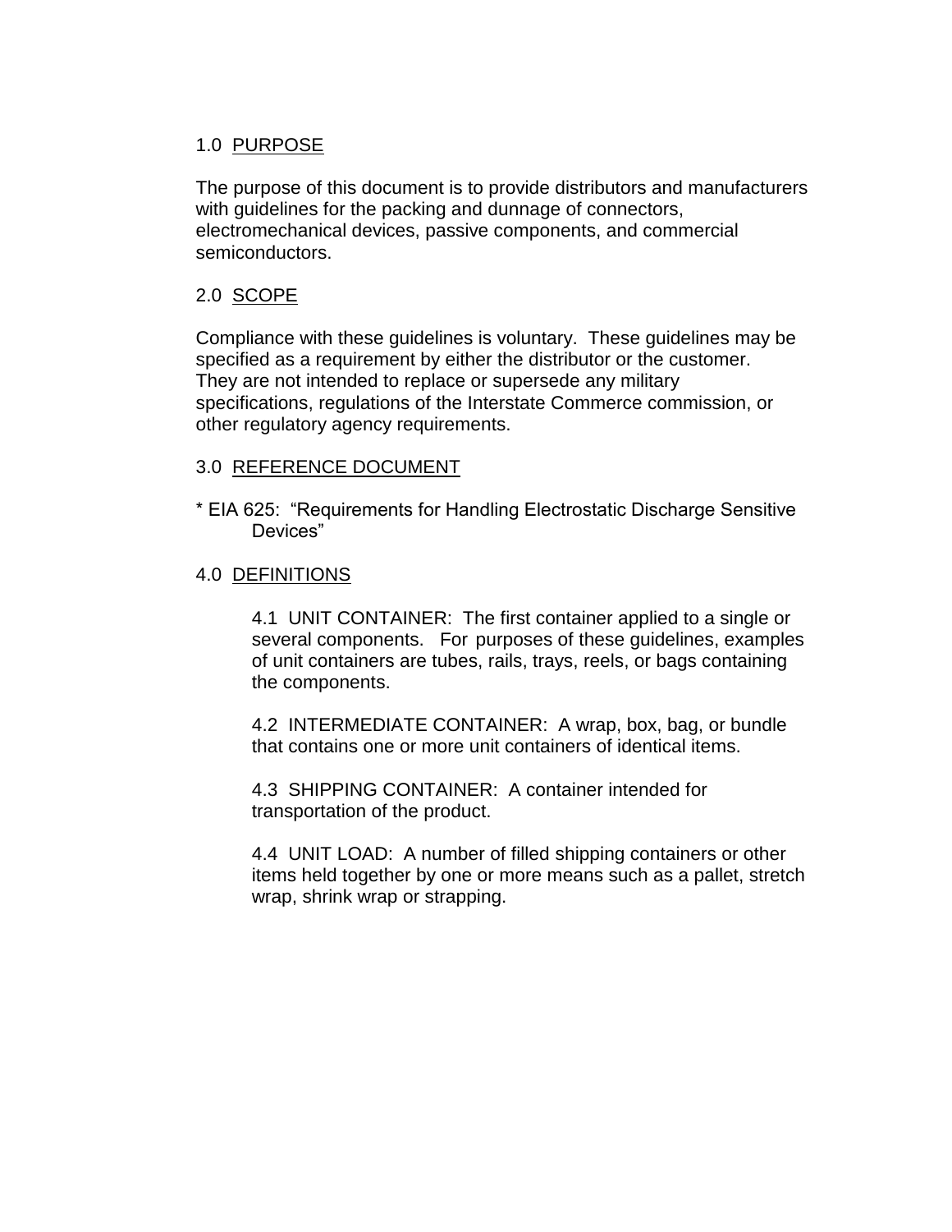## 1.0 PURPOSE

The purpose of this document is to provide distributors and manufacturers with guidelines for the packing and dunnage of connectors, electromechanical devices, passive components, and commercial semiconductors.

## 2.0 SCOPE

Compliance with these guidelines is voluntary. These guidelines may be specified as a requirement by either the distributor or the customer. They are not intended to replace or supersede any military specifications, regulations of the Interstate Commerce commission, or other regulatory agency requirements.

## 3.0 REFERENCE DOCUMENT

* EIA 625: "Requirements for Handling Electrostatic Discharge Sensitive Devices"

## 4.0 DEFINITIONS

4.1 UNIT CONTAINER: The first container applied to a single or several components. For purposes of these guidelines, examples of unit containers are tubes, rails, trays, reels, or bags containing the components.

4.2 INTERMEDIATE CONTAINER: A wrap, box, bag, or bundle that contains one or more unit containers of identical items.

4.3 SHIPPING CONTAINER: A container intended for transportation of the product.

4.4 UNIT LOAD: A number of filled shipping containers or other items held together by one or more means such as a pallet, stretch wrap, shrink wrap or strapping.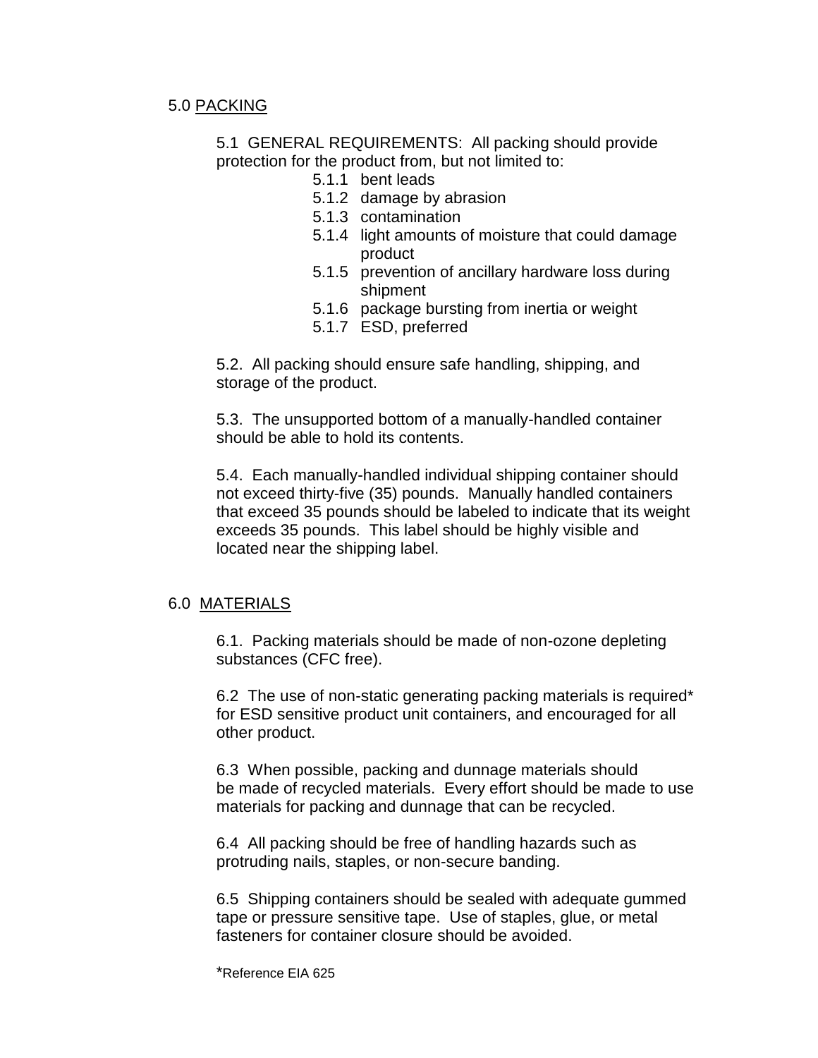## 5.0 <u>PACKING</u>

5.1 GENERAL REQUIREMENTS: All packing should provide protection for the product from, but not limited to:

- 5.1.1 bent leads
- 5.1.2 damage by abrasion
- 5.1.3 contamination
- 5.1.4 light amounts of moisture that could damage product
- 5.1.5 prevention of ancillary hardware loss during shipment
- 5.1.6 package bursting from inertia or weight
- 5.1.7 ESD, preferred

5.2. All packing should ensure safe handling, shipping, and storage of the product.

5.3. The unsupported bottom of a manually-handled container should be able to hold its contents.

5.4. Each manually-handled individual shipping container should not exceed thirty-five (35) pounds. Manually handled containers that exceed 35 pounds should be labeled to indicate that its weight exceeds 35 pounds. This label should be highly visible and located near the shipping label.

## 6.0 <u>MATERIALS</u>

6.1. Packing materials should be made of non-ozone depleting substances (CFC free).

6.2 The use of non-static generating packing materials is required* for ESD sensitive product unit containers, and encouraged for all other product.

6.3 When possible, packing and dunnage materials should be made of recycled materials. Every effort should be made to use materials for packing and dunnage that can be recycled.

6.4 All packing should be free of handling hazards such as protruding nails, staples, or non-secure banding.

6.5 Shipping containers should be sealed with adequate gummed tape or pressure sensitive tape. Use of staples, glue, or metal fasteners for container closure should be avoided.

*Reference EIA 625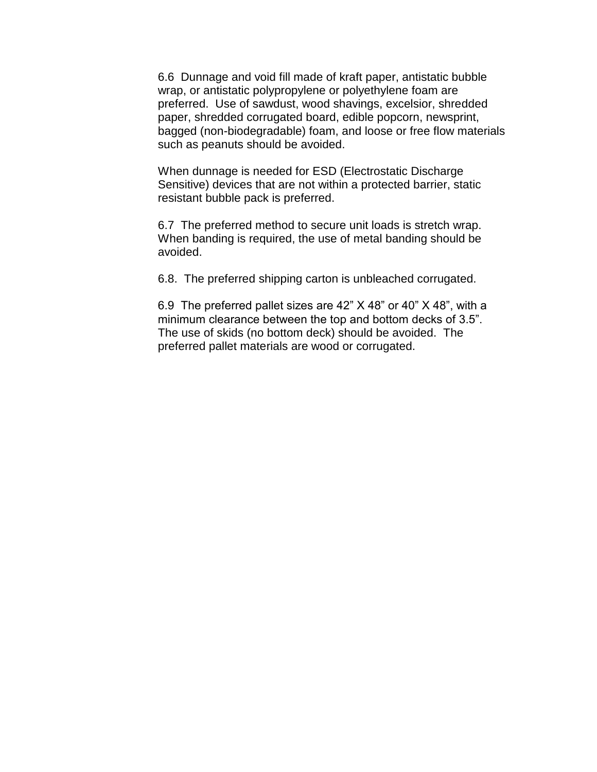6.6 Dunnage and void fill made of kraft paper, antistatic bubble wrap, or antistatic polypropylene or polyethylene foam are preferred. Use of sawdust, wood shavings, excelsior, shredded paper, shredded corrugated board, edible popcorn, newsprint, bagged (non-biodegradable) foam, and loose or free flow materials such as peanuts should be avoided.

When dunnage is needed for ESD (Electrostatic Discharge Sensitive) devices that are not within a protected barrier, static resistant bubble pack is preferred.

6.7 The preferred method to secure unit loads is stretch wrap. When banding is required, the use of metal banding should be avoided.

6.8. The preferred shipping carton is unbleached corrugated.

6.9 The preferred pallet sizes are 42” X 48” or 40” X 48”, with a minimum clearance between the top and bottom decks of 3.5”. The use of skids (no bottom deck) should be avoided. The preferred pallet materials are wood or corrugated.